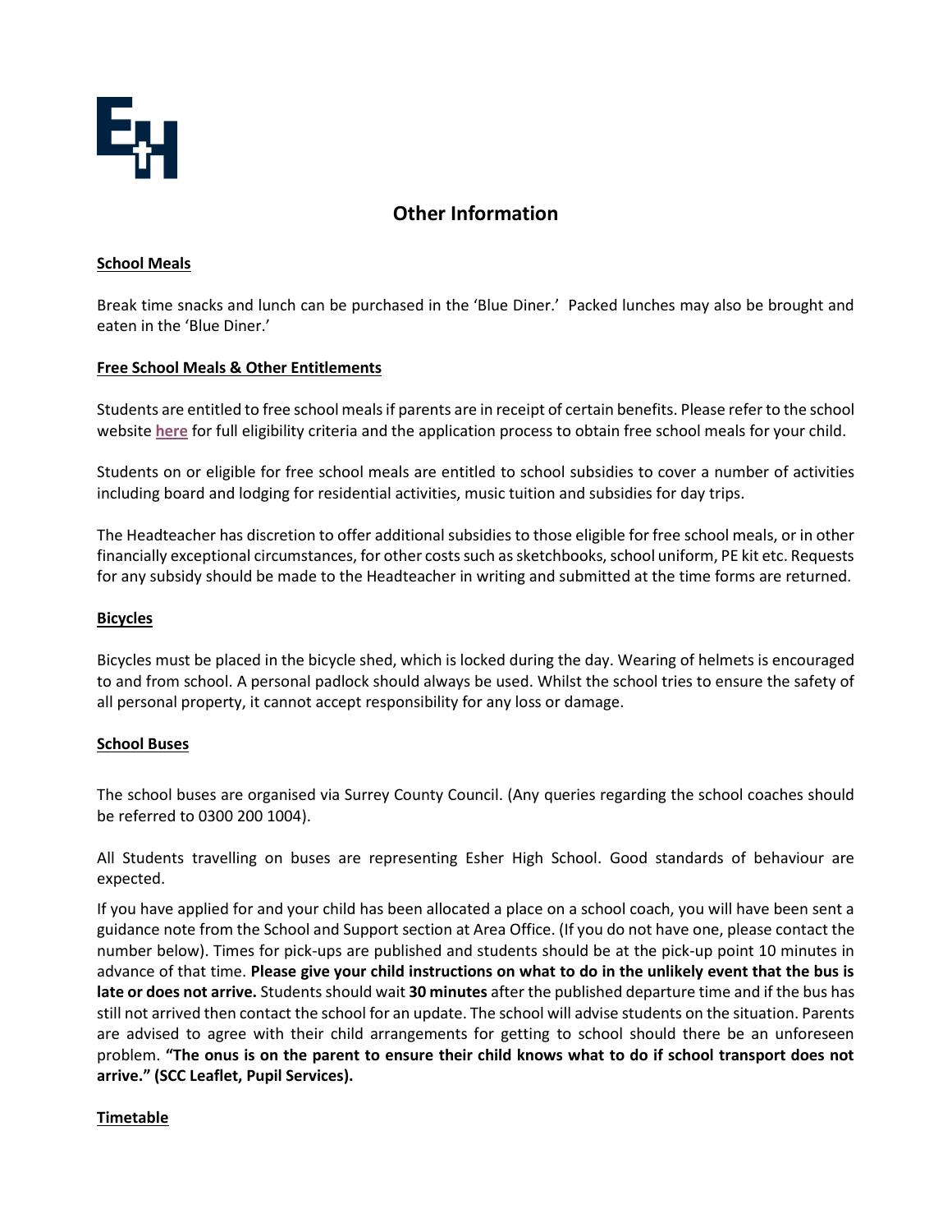# Other Information

**School Meals**

Break time snacks and lunch can be purchased in the 'Blue Diner.' Packed lunches may also be brought and eaten in the 'Blue Diner.'

**Free School Meals & Other Entitlements**

Students are entitled to free school meals if parents are in receipt of certain benefits. Please refer to the school website **here** for full eligibility criteria and the application process to obtain free school meals for your child.

Students on or eligible for free school meals are entitled to school subsidies to cover a number of activities including board and lodging for residential activities, music tuition and subsidies for day trips.

The Headteacher has discretion to offer additional subsidies to those eligible for free school meals, or in other financially exceptional circumstances, for other costs such as sketchbooks, school uniform, PE kit etc. Requests for any subsidy should be made to the Headteacher in writing and submitted at the time forms are returned.

**Bicycles**

Bicycles must be placed in the bicycle shed, which is locked during the day. Wearing of helmets is encouraged to and from school. A personal padlock should always be used. Whilst the school tries to ensure the safety of all personal property, it cannot accept responsibility for any loss or damage.

**School Buses**

The school buses are organised via Surrey County Council. (Any queries regarding the school coaches should be referred to 0300 200 1004).

All Students travelling on buses are representing Esher High School. Good standards of behaviour are expected.

If you have applied for and your child has been allocated a place on a school coach, you will have been sent a guidance note from the School and Support section at Area Office. (If you do not have one, please contact the number below). Times for pick-ups are published and students should be at the pick-up point 10 minutes in advance of that time. **Please give your child instructions on what to do in the unlikely event that the bus is late or does not arrive.** Students should wait **30 minutes** after the published departure time and if the bus has still not arrived then contact the school for an update. The school will advise students on the situation. Parents are advised to agree with their child arrangements for getting to school should there be an unforeseen problem. **"The onus is on the parent to ensure their child knows what to do if school transport does not arrive." (SCC Leaflet, Pupil Services).**

**Timetable**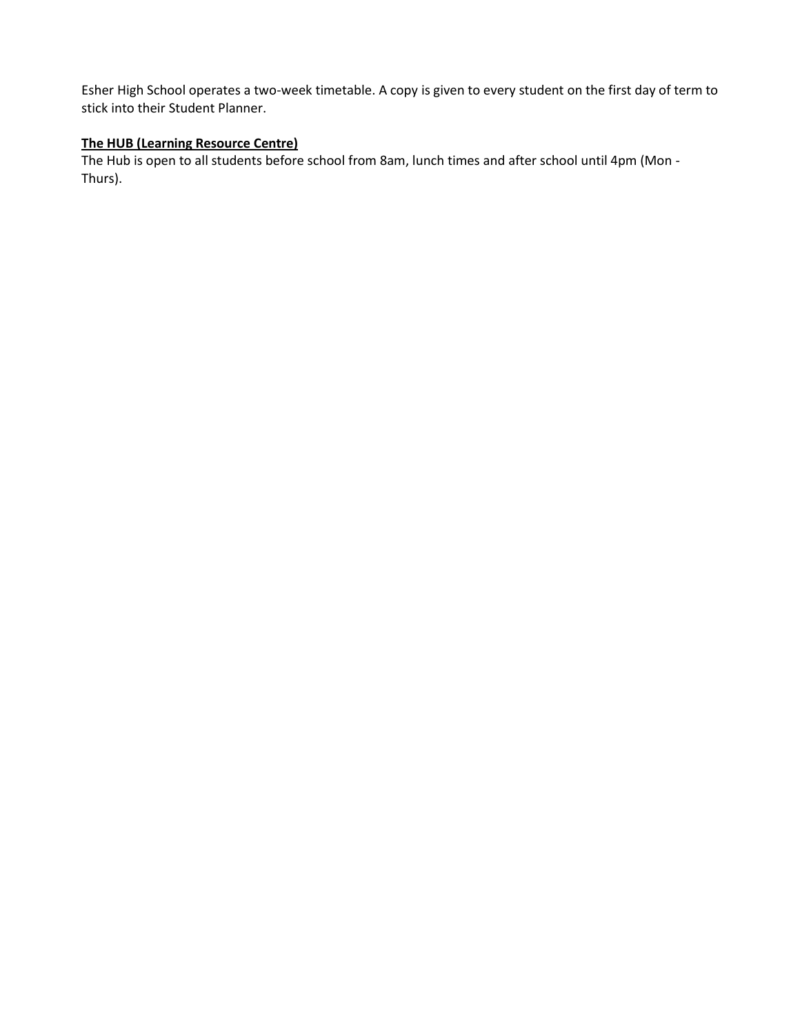Esher High School operates a two-week timetable. A copy is given to every student on the first day of term to stick into their Student Planner.

**The HUB (Learning Resource Centre)**

The Hub is open to all students before school from 8am, lunch times and after school until 4pm (Mon - Thurs).